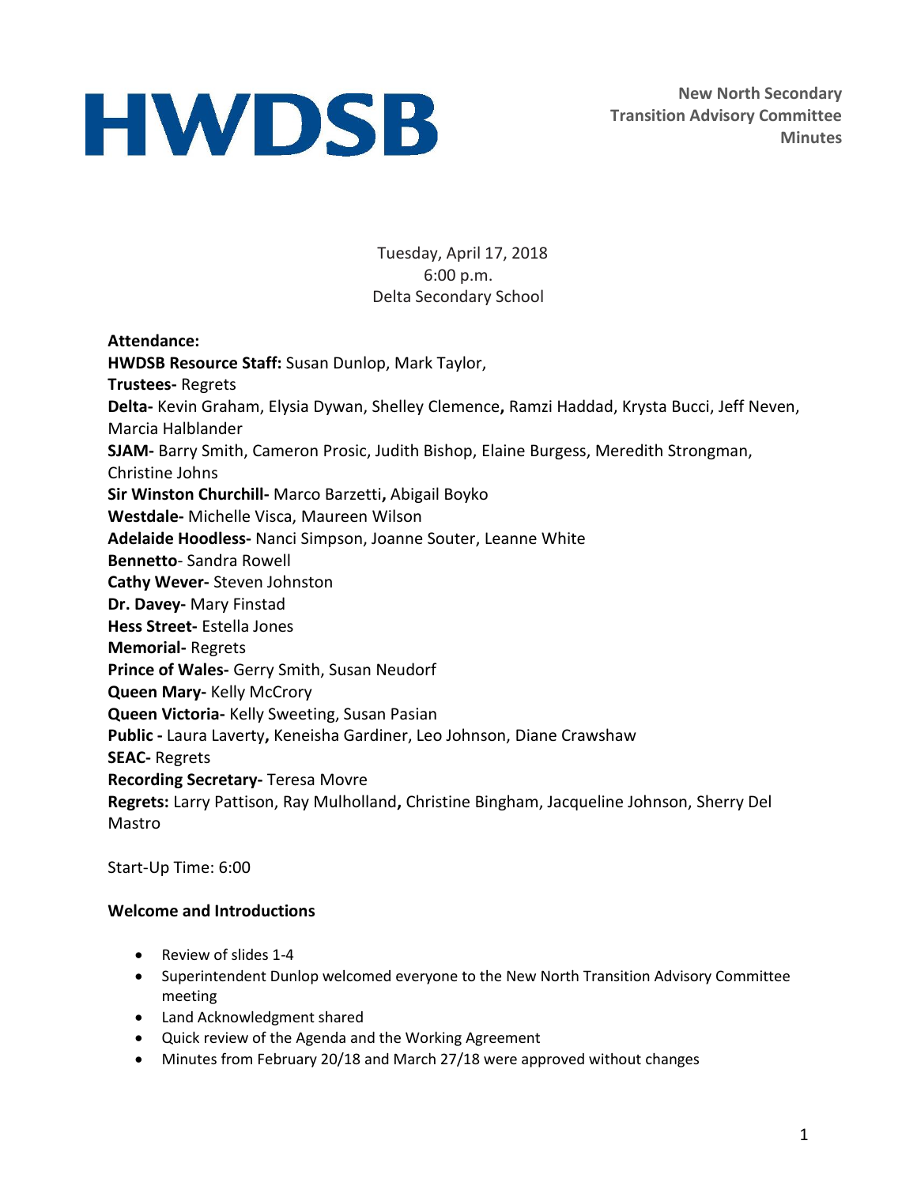# HWDSB

**New North Secondary
Transition Advisory Committee
Minutes**

Tuesday, April 17, 2018
6:00 p.m.
Delta Secondary School

**Attendance:**
**HWDSB Resource Staff:** Susan Dunlop, Mark Taylor,
**Trustees-** Regrets
**Delta-** Kevin Graham, Elysia Dywan, Shelley Clemence**,** Ramzi Haddad, Krysta Bucci, Jeff Neven, Marcia Halblander
**SJAM-** Barry Smith, Cameron Prosic, Judith Bishop, Elaine Burgess, Meredith Strongman, Christine Johns
**Sir Winston Churchill-** Marco Barzetti**,** Abigail Boyko
**Westdale-** Michelle Visca, Maureen Wilson
**Adelaide Hoodless-** Nanci Simpson, Joanne Souter, Leanne White
**Bennetto**- Sandra Rowell
**Cathy Wever-** Steven Johnston
**Dr. Davey-** Mary Finstad
**Hess Street-** Estella Jones
**Memorial-** Regrets
**Prince of Wales-** Gerry Smith, Susan Neudorf
**Queen Mary-** Kelly McCrory
**Queen Victoria-** Kelly Sweeting, Susan Pasian
**Public -** Laura Laverty**,** Keneisha Gardiner, Leo Johnson, Diane Crawshaw
**SEAC-** Regrets
**Recording Secretary-** Teresa Movre
**Regrets:** Larry Pattison, Ray Mulholland**,** Christine Bingham, Jacqueline Johnson, Sherry Del Mastro

Start-Up Time: 6:00

**Welcome and Introductions**

- Review of slides 1-4
- Superintendent Dunlop welcomed everyone to the New North Transition Advisory Committee meeting
- Land Acknowledgment shared
- Quick review of the Agenda and the Working Agreement
- Minutes from February 20/18 and March 27/18 were approved without changes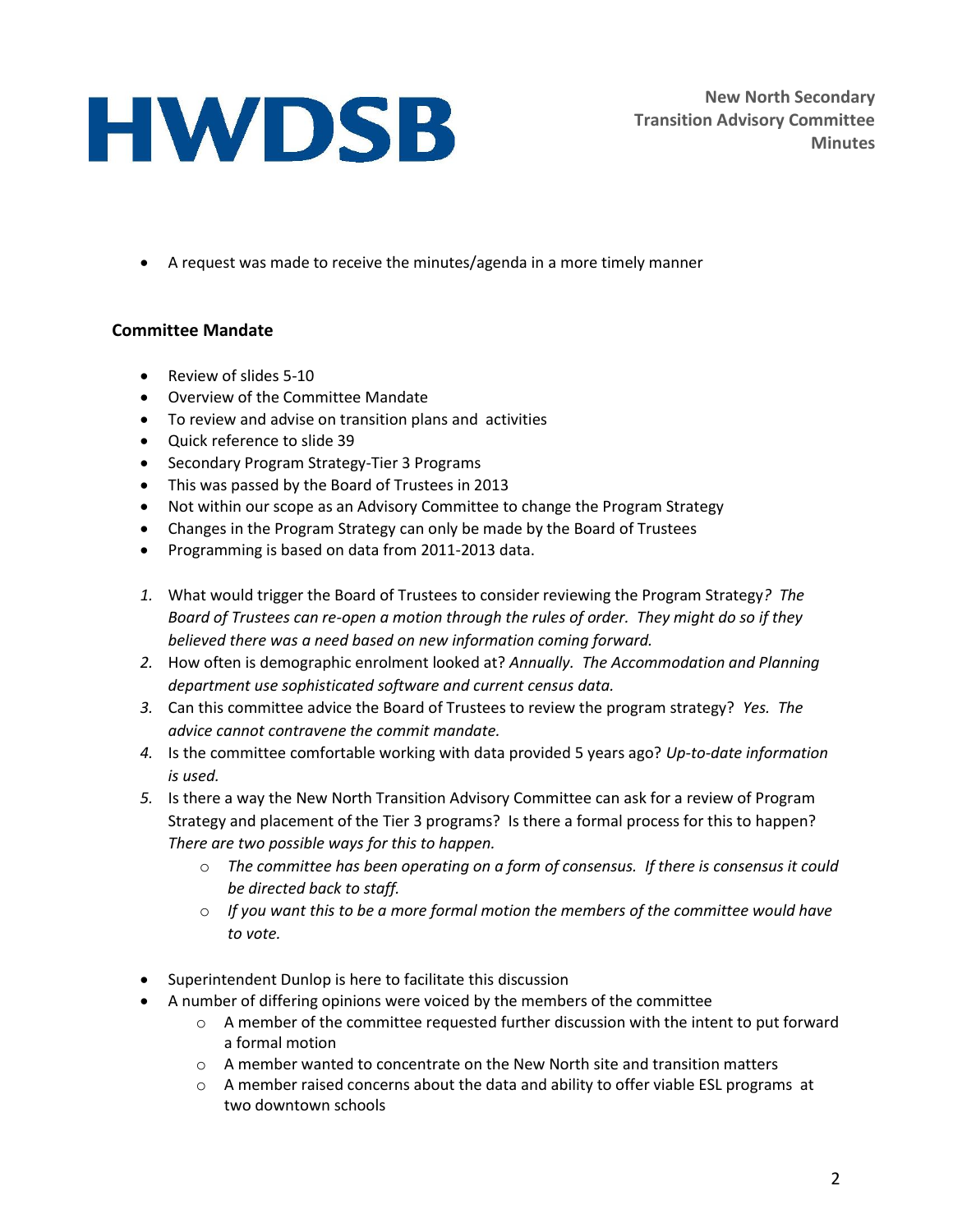- A request was made to receive the minutes/agenda in a more timely manner

## Committee Mandate

- Review of slides 5-10
- Overview of the Committee Mandate
- To review and advise on transition plans and activities
- Quick reference to slide 39
- Secondary Program Strategy-Tier 3 Programs
- This was passed by the Board of Trustees in 2013
- Not within our scope as an Advisory Committee to change the Program Strategy
- Changes in the Program Strategy can only be made by the Board of Trustees
- Programming is based on data from 2011-2013 data.

1. What would trigger the Board of Trustees to consider reviewing the Program Strategy? *The Board of Trustees can re-open a motion through the rules of order. They might do so if they believed there was a need based on new information coming forward.*
2. How often is demographic enrolment looked at? *Annually. The Accommodation and Planning department use sophisticated software and current census data.*
3. Can this committee advice the Board of Trustees to review the program strategy? *Yes. The advice cannot contravene the commit mandate.*
4. Is the committee comfortable working with data provided 5 years ago? *Up-to-date information is used.*
5. Is there a way the New North Transition Advisory Committee can ask for a review of Program Strategy and placement of the Tier 3 programs? Is there a formal process for this to happen? *There are two possible ways for this to happen.*
   - *The committee has been operating on a form of consensus. If there is consensus it could be directed back to staff.*
   - *If you want this to be a more formal motion the members of the committee would have to vote.*

- Superintendent Dunlop is here to facilitate this discussion
- A number of differing opinions were voiced by the members of the committee
  - A member of the committee requested further discussion with the intent to put forward a formal motion
  - A member wanted to concentrate on the New North site and transition matters
  - A member raised concerns about the data and ability to offer viable ESL programs at two downtown schools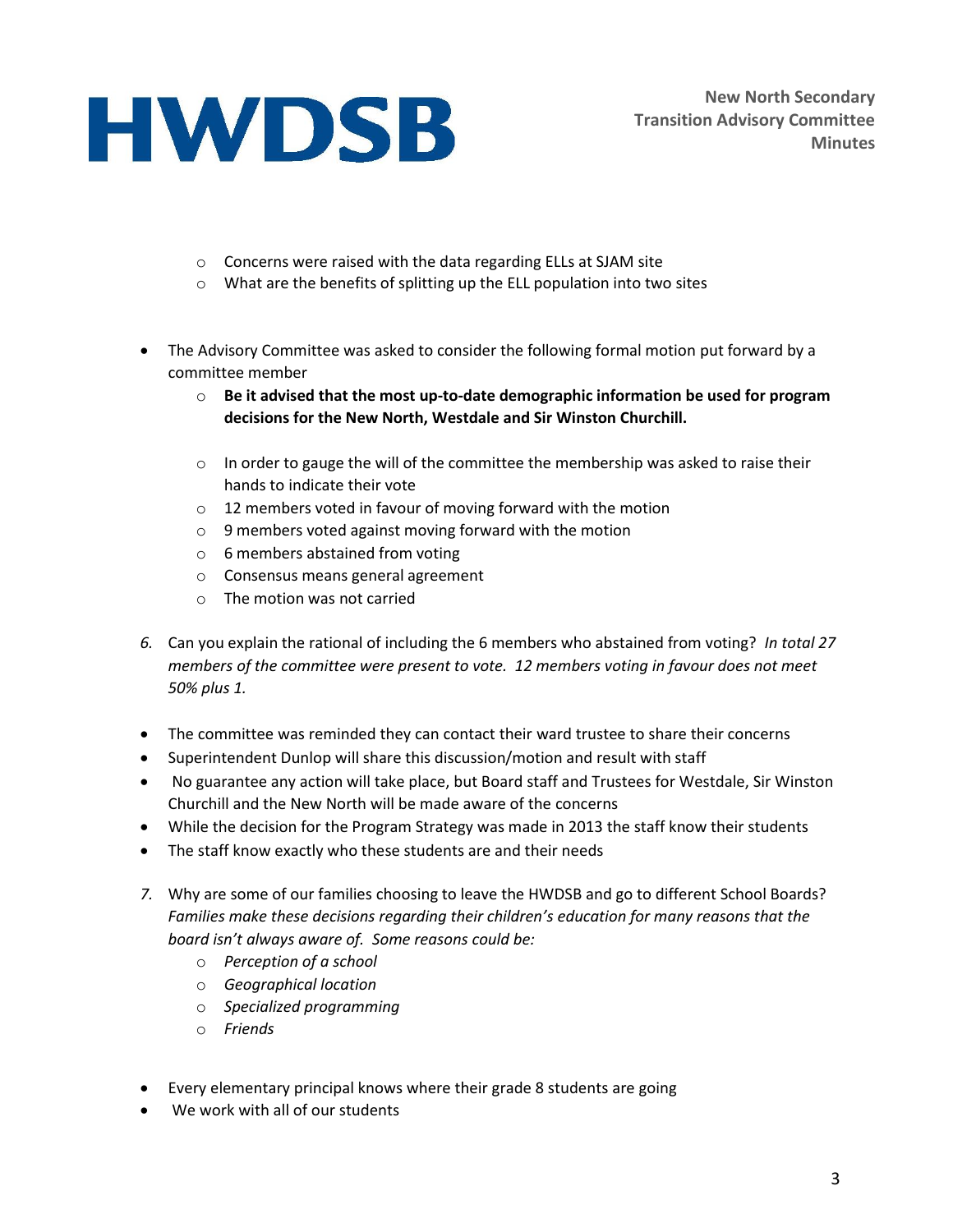- Concerns were raised with the data regarding ELLs at SJAM site
  - What are the benefits of splitting up the ELL population into two sites

- The Advisory Committee was asked to consider the following formal motion put forward by a committee member
  - **Be it advised that the most up-to-date demographic information be used for program decisions for the New North, Westdale and Sir Winston Churchill.**
  - In order to gauge the will of the committee the membership was asked to raise their hands to indicate their vote
  - 12 members voted in favour of moving forward with the motion
  - 9 members voted against moving forward with the motion
  - 6 members abstained from voting
  - Consensus means general agreement
  - The motion was not carried

6. Can you explain the rational of including the 6 members who abstained from voting? *In total 27 members of the committee were present to vote. 12 members voting in favour does not meet 50% plus 1.*

- The committee was reminded they can contact their ward trustee to share their concerns
- Superintendent Dunlop will share this discussion/motion and result with staff
- No guarantee any action will take place, but Board staff and Trustees for Westdale, Sir Winston Churchill and the New North will be made aware of the concerns
- While the decision for the Program Strategy was made in 2013 the staff know their students
- The staff know exactly who these students are and their needs

7. Why are some of our families choosing to leave the HWDSB and go to different School Boards? *Families make these decisions regarding their children's education for many reasons that the board isn't always aware of. Some reasons could be:*
   - *Perception of a school*
   - *Geographical location*
   - *Specialized programming*
   - *Friends*

- Every elementary principal knows where their grade 8 students are going
- We work with all of our students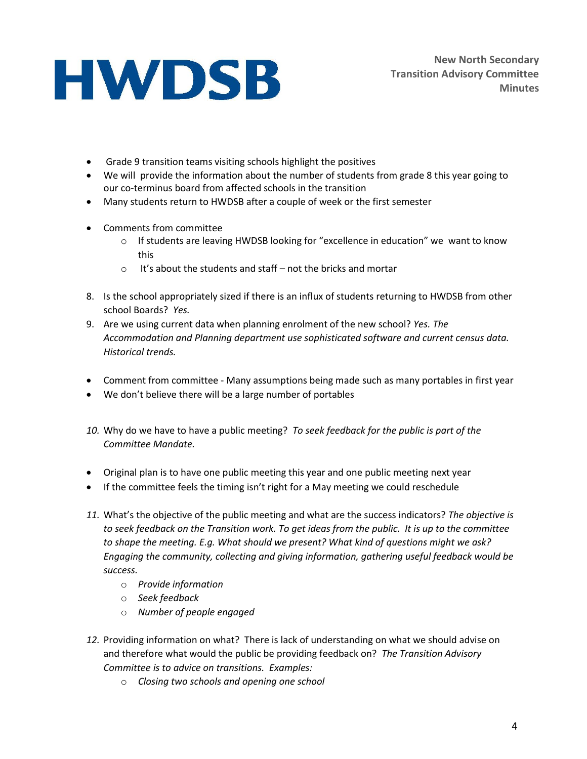- Grade 9 transition teams visiting schools highlight the positives
- We will provide the information about the number of students from grade 8 this year going to our co-terminus board from affected schools in the transition
- Many students return to HWDSB after a couple of week or the first semester

- Comments from committee
  - If students are leaving HWDSB looking for "excellence in education" we want to know this
  - It's about the students and staff – not the bricks and mortar

8. Is the school appropriately sized if there is an influx of students returning to HWDSB from other school Boards? *Yes.*
9. Are we using current data when planning enrolment of the new school? *Yes. The Accommodation and Planning department use sophisticated software and current census data. Historical trends.*

- Comment from committee - Many assumptions being made such as many portables in first year
- We don't believe there will be a large number of portables

10. Why do we have to have a public meeting? *To seek feedback for the public is part of the Committee Mandate.*

- Original plan is to have one public meeting this year and one public meeting next year
- If the committee feels the timing isn't right for a May meeting we could reschedule

11. What's the objective of the public meeting and what are the success indicators? *The objective is to seek feedback on the Transition work. To get ideas from the public. It is up to the committee to shape the meeting. E.g. What should we present? What kind of questions might we ask? Engaging the community, collecting and giving information, gathering useful feedback would be success.*
    - *Provide information*
    - *Seek feedback*
    - *Number of people engaged*

12. Providing information on what? There is lack of understanding on what we should advise on and therefore what would the public be providing feedback on? *The Transition Advisory Committee is to advice on transitions. Examples:*
    - *Closing two schools and opening one school*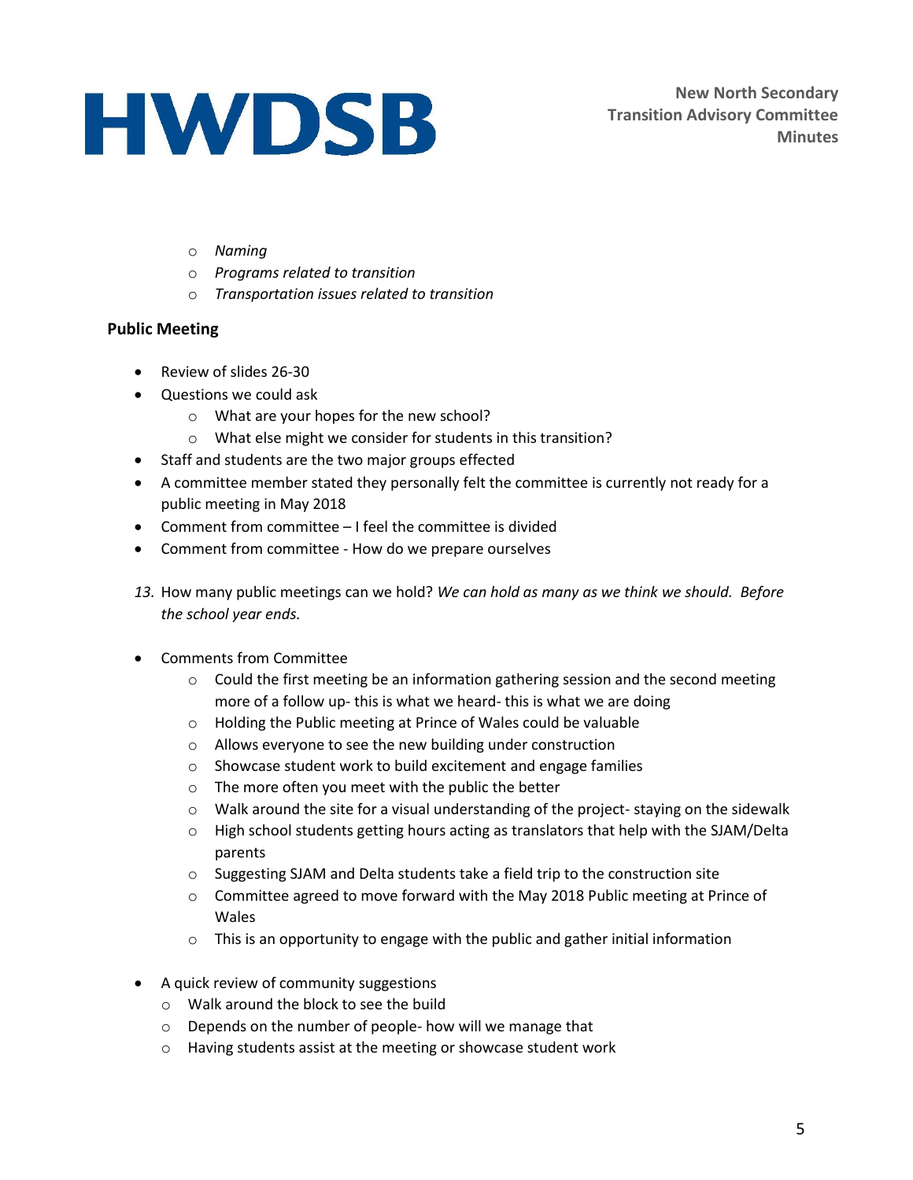- *Naming*
- *Programs related to transition*
- *Transportation issues related to transition*

**Public Meeting**

- Review of slides 26-30
- Questions we could ask
  - What are your hopes for the new school?
  - What else might we consider for students in this transition?
- Staff and students are the two major groups effected
- A committee member stated they personally felt the committee is currently not ready for a public meeting in May 2018
- Comment from committee – I feel the committee is divided
- Comment from committee - How do we prepare ourselves

13. How many public meetings can we hold? *We can hold as many as we think we should. Before the school year ends.*

- Comments from Committee
  - Could the first meeting be an information gathering session and the second meeting more of a follow up- this is what we heard- this is what we are doing
  - Holding the Public meeting at Prince of Wales could be valuable
  - Allows everyone to see the new building under construction
  - Showcase student work to build excitement and engage families
  - The more often you meet with the public the better
  - Walk around the site for a visual understanding of the project- staying on the sidewalk
  - High school students getting hours acting as translators that help with the SJAM/Delta parents
  - Suggesting SJAM and Delta students take a field trip to the construction site
  - Committee agreed to move forward with the May 2018 Public meeting at Prince of Wales
  - This is an opportunity to engage with the public and gather initial information

- A quick review of community suggestions
  - Walk around the block to see the build
  - Depends on the number of people- how will we manage that
  - Having students assist at the meeting or showcase student work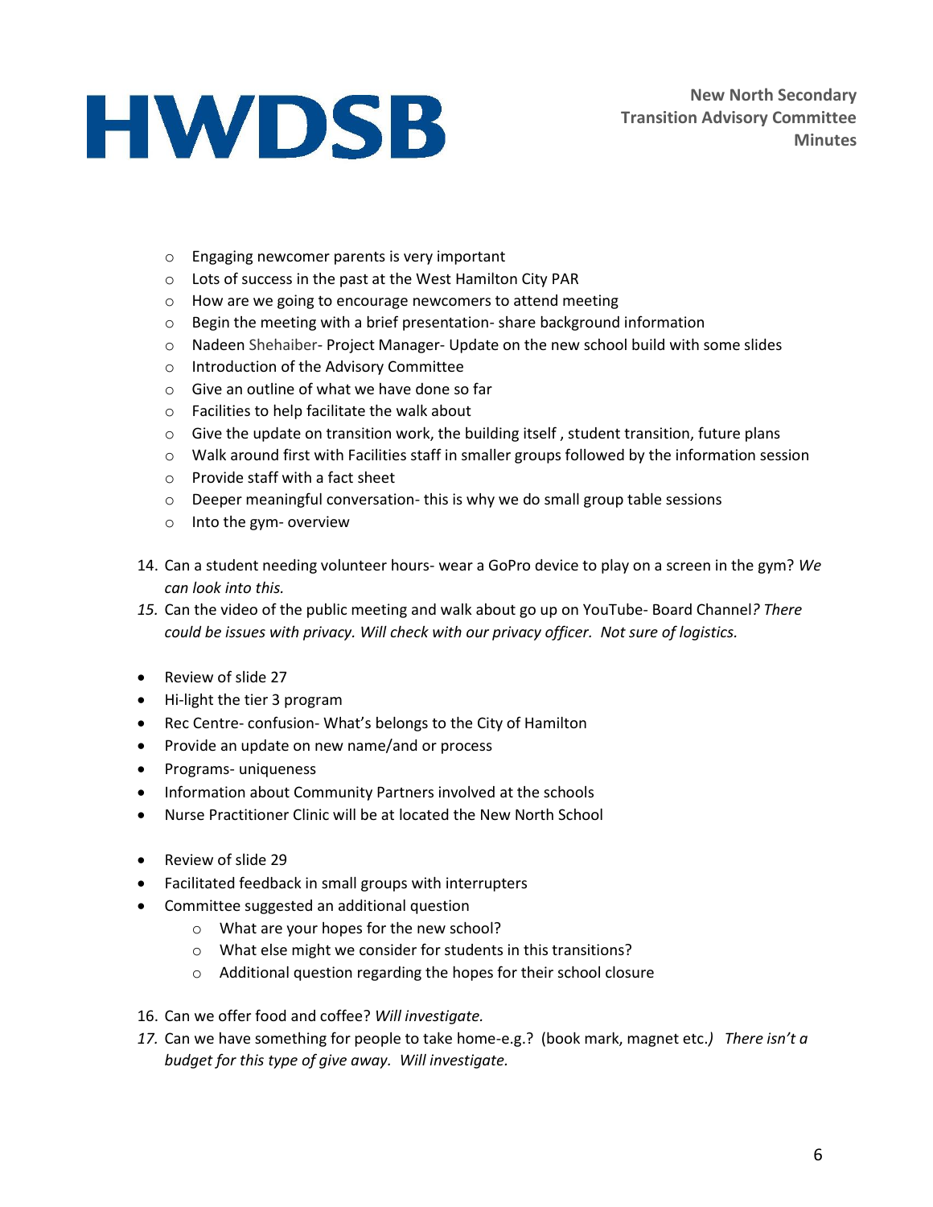- Engaging newcomer parents is very important
- Lots of success in the past at the West Hamilton City PAR
- How are we going to encourage newcomers to attend meeting
- Begin the meeting with a brief presentation- share background information
- Nadeen Shehaiber- Project Manager- Update on the new school build with some slides
- Introduction of the Advisory Committee
- Give an outline of what we have done so far
- Facilities to help facilitate the walk about
- Give the update on transition work, the building itself , student transition, future plans
- Walk around first with Facilities staff in smaller groups followed by the information session
- Provide staff with a fact sheet
- Deeper meaningful conversation- this is why we do small group table sessions
- Into the gym- overview

14. Can a student needing volunteer hours- wear a GoPro device to play on a screen in the gym? *We can look into this.*
15. Can the video of the public meeting and walk about go up on YouTube- Board Channel*? There could be issues with privacy. Will check with our privacy officer. Not sure of logistics.*

- Review of slide 27
- Hi-light the tier 3 program
- Rec Centre- confusion- What's belongs to the City of Hamilton
- Provide an update on new name/and or process
- Programs- uniqueness
- Information about Community Partners involved at the schools
- Nurse Practitioner Clinic will be at located the New North School

- Review of slide 29
- Facilitated feedback in small groups with interrupters
- Committee suggested an additional question
  - What are your hopes for the new school?
  - What else might we consider for students in this transitions?
  - Additional question regarding the hopes for their school closure

16. Can we offer food and coffee? *Will investigate.*
17. Can we have something for people to take home-e.g.? (book mark, magnet etc.*) There isn't a budget for this type of give away. Will investigate.*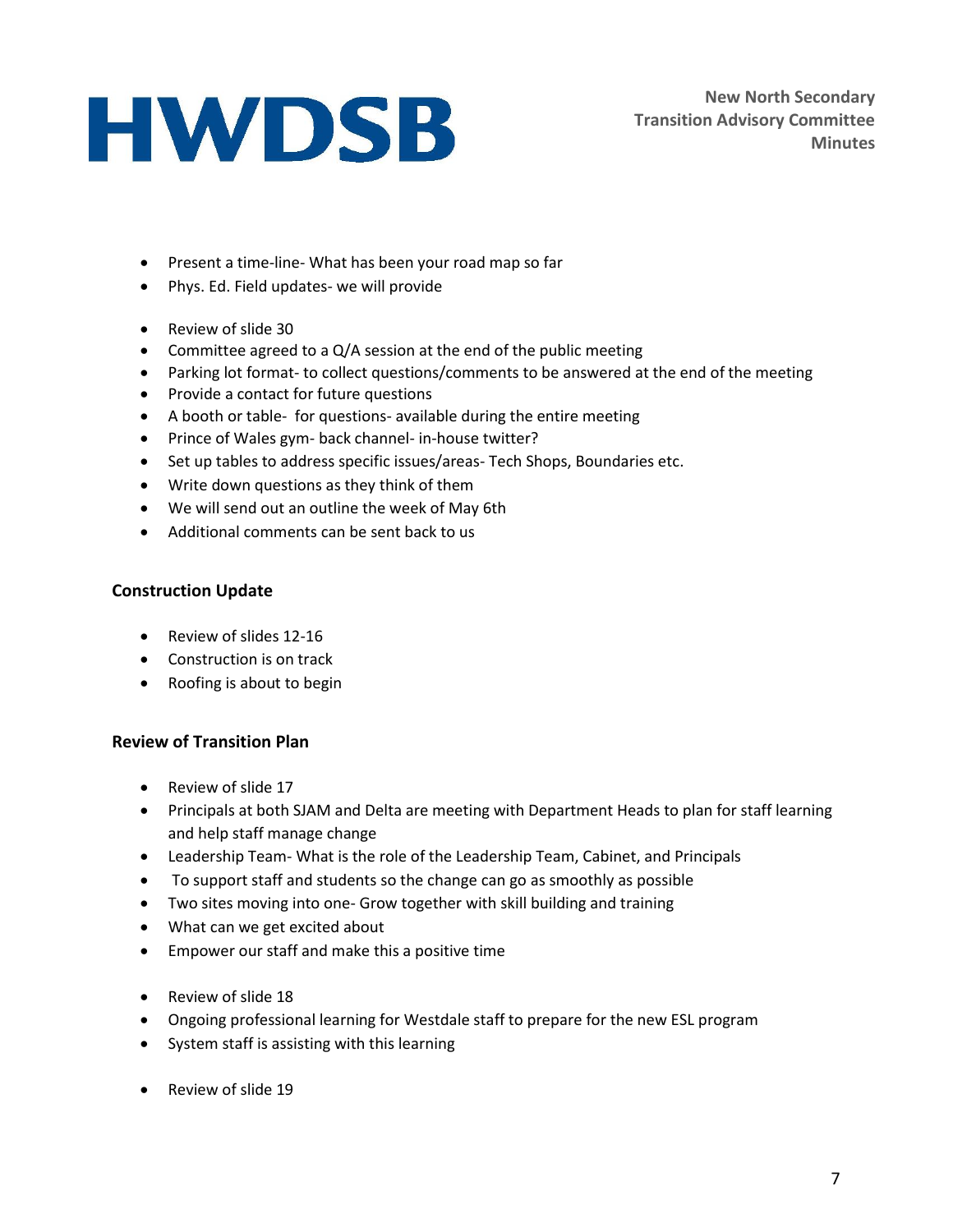- Present a time-line- What has been your road map so far
- Phys. Ed. Field updates- we will provide

- Review of slide 30
- Committee agreed to a Q/A session at the end of the public meeting
- Parking lot format- to collect questions/comments to be answered at the end of the meeting
- Provide a contact for future questions
- A booth or table- for questions- available during the entire meeting
- Prince of Wales gym- back channel- in-house twitter?
- Set up tables to address specific issues/areas- Tech Shops, Boundaries etc.
- Write down questions as they think of them
- We will send out an outline the week of May 6th
- Additional comments can be sent back to us

### Construction Update

- Review of slides 12-16
- Construction is on track
- Roofing is about to begin

### Review of Transition Plan

- Review of slide 17
- Principals at both SJAM and Delta are meeting with Department Heads to plan for staff learning and help staff manage change
- Leadership Team- What is the role of the Leadership Team, Cabinet, and Principals
- To support staff and students so the change can go as smoothly as possible
- Two sites moving into one- Grow together with skill building and training
- What can we get excited about
- Empower our staff and make this a positive time

- Review of slide 18
- Ongoing professional learning for Westdale staff to prepare for the new ESL program
- System staff is assisting with this learning

- Review of slide 19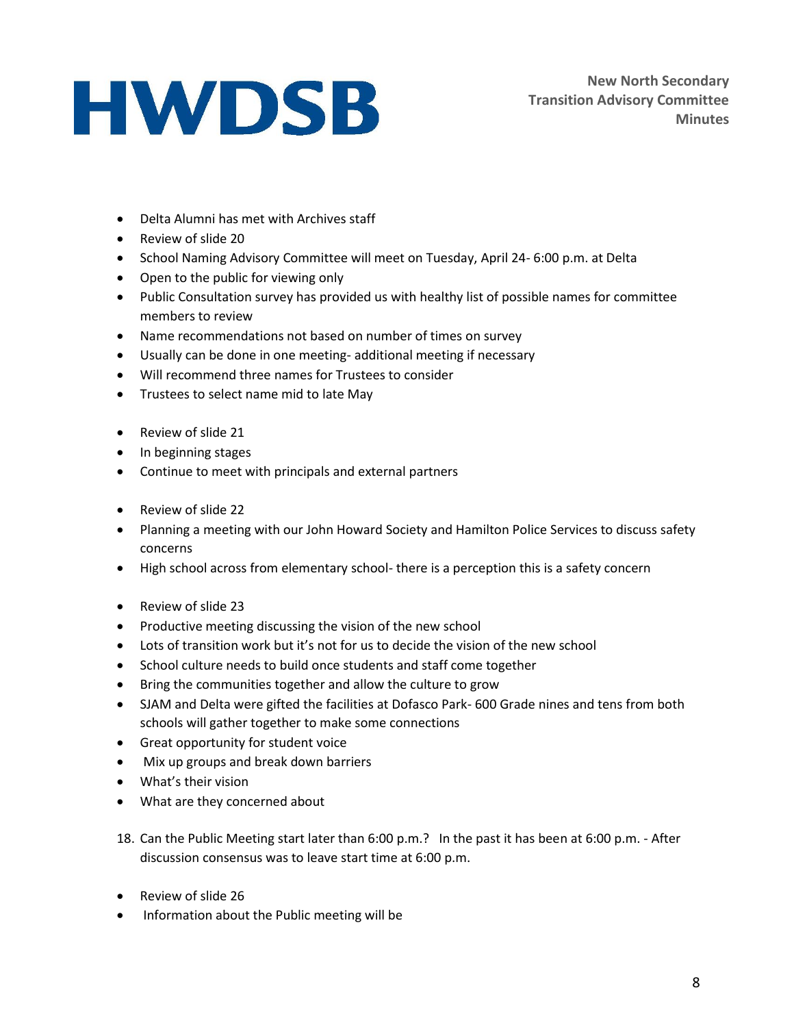- Delta Alumni has met with Archives staff
- Review of slide 20
- School Naming Advisory Committee will meet on Tuesday, April 24- 6:00 p.m. at Delta
- Open to the public for viewing only
- Public Consultation survey has provided us with healthy list of possible names for committee members to review
- Name recommendations not based on number of times on survey
- Usually can be done in one meeting- additional meeting if necessary
- Will recommend three names for Trustees to consider
- Trustees to select name mid to late May

- Review of slide 21
- In beginning stages
- Continue to meet with principals and external partners

- Review of slide 22
- Planning a meeting with our John Howard Society and Hamilton Police Services to discuss safety concerns
- High school across from elementary school- there is a perception this is a safety concern

- Review of slide 23
- Productive meeting discussing the vision of the new school
- Lots of transition work but it's not for us to decide the vision of the new school
- School culture needs to build once students and staff come together
- Bring the communities together and allow the culture to grow
- SJAM and Delta were gifted the facilities at Dofasco Park- 600 Grade nines and tens from both schools will gather together to make some connections
- Great opportunity for student voice
- Mix up groups and break down barriers
- What's their vision
- What are they concerned about

18. Can the Public Meeting start later than 6:00 p.m.? In the past it has been at 6:00 p.m. - After discussion consensus was to leave start time at 6:00 p.m.

- Review of slide 26
- Information about the Public meeting will be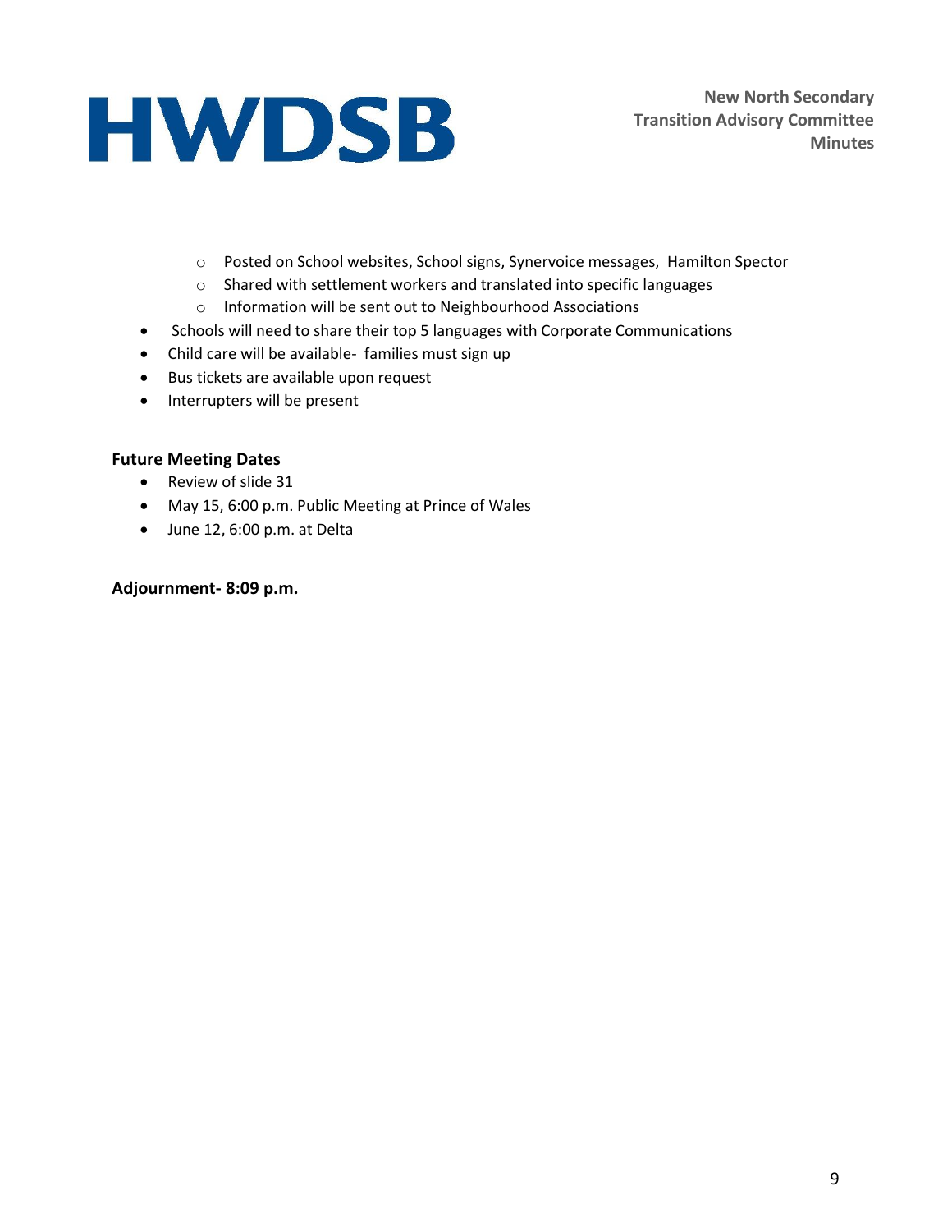- Posted on School websites, School signs, Synervoice messages,  Hamilton Spector
  - Shared with settlement workers and translated into specific languages
  - Information will be sent out to Neighbourhood Associations
- Schools will need to share their top 5 languages with Corporate Communications
- Child care will be available-  families must sign up
- Bus tickets are available upon request
- Interrupters will be present

**Future Meeting Dates**

- Review of slide 31
- May 15, 6:00 p.m. Public Meeting at Prince of Wales
- June 12, 6:00 p.m. at Delta

**Adjournment- 8:09 p.m.**